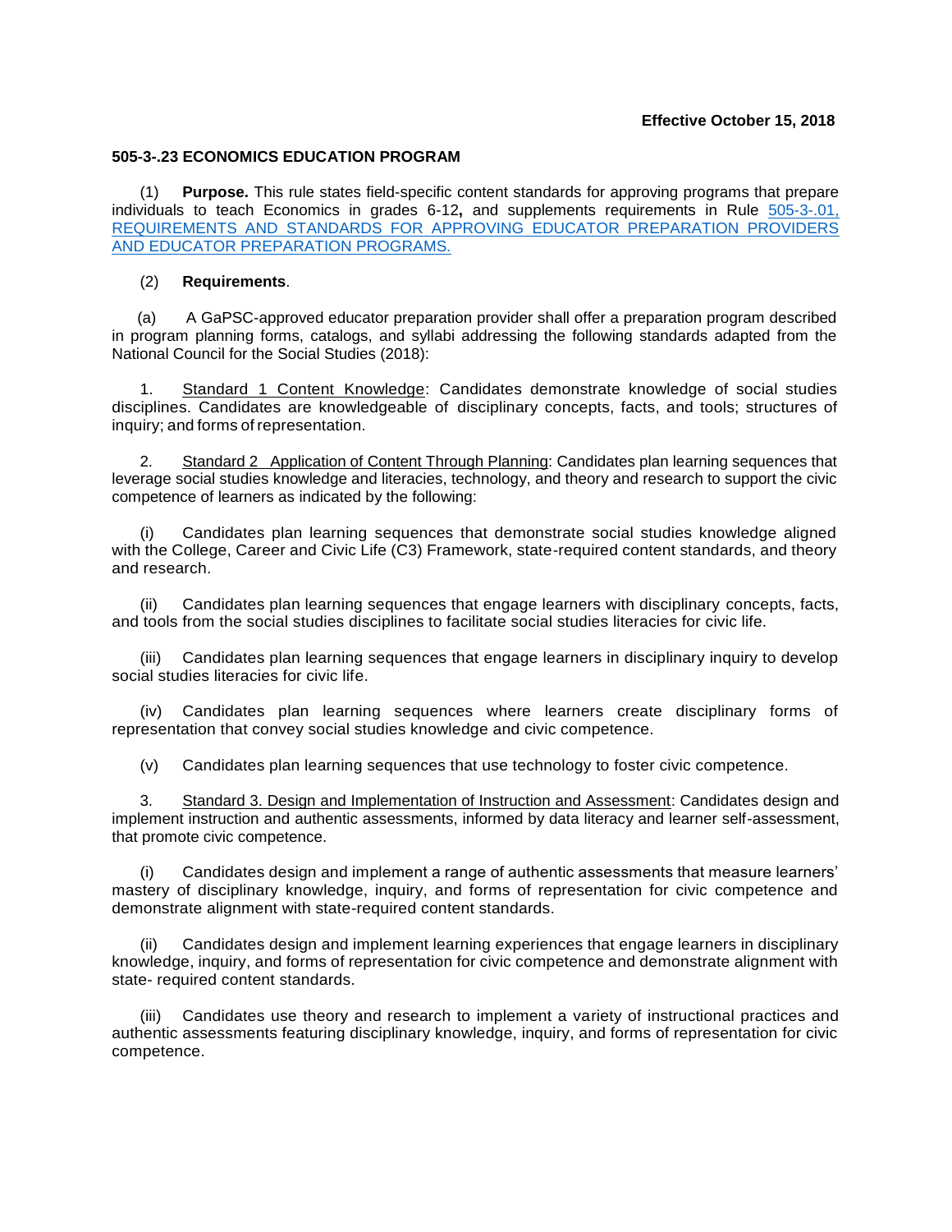**Effective October 15, 2018**

## 505-3-.23 ECONOMICS EDUCATION PROGRAM

(1) **Purpose.** This rule states field-specific content standards for approving programs that prepare individuals to teach Economics in grades 6-12**,** and supplements requirements in Rule [505-3-.01, REQUIREMENTS AND STANDARDS FOR APPROVING EDUCATOR PREPARATION PROVIDERS AND EDUCATOR PREPARATION PROGRAMS.](505-3-.01)

(2) **Requirements**.

(a) A GaPSC-approved educator preparation provider shall offer a preparation program described in program planning forms, catalogs, and syllabi addressing the following standards adapted from the National Council for the Social Studies (2018):

1. Standard 1 Content Knowledge: Candidates demonstrate knowledge of social studies disciplines. Candidates are knowledgeable of disciplinary concepts, facts, and tools; structures of inquiry; and forms of representation.

2. Standard 2 Application of Content Through Planning: Candidates plan learning sequences that leverage social studies knowledge and literacies, technology, and theory and research to support the civic competence of learners as indicated by the following:

(i) Candidates plan learning sequences that demonstrate social studies knowledge aligned with the College, Career and Civic Life (C3) Framework, state-required content standards, and theory and research.

(ii) Candidates plan learning sequences that engage learners with disciplinary concepts, facts, and tools from the social studies disciplines to facilitate social studies literacies for civic life.

(iii) Candidates plan learning sequences that engage learners in disciplinary inquiry to develop social studies literacies for civic life.

(iv) Candidates plan learning sequences where learners create disciplinary forms of representation that convey social studies knowledge and civic competence.

(v) Candidates plan learning sequences that use technology to foster civic competence.

3. Standard 3. Design and Implementation of Instruction and Assessment: Candidates design and implement instruction and authentic assessments, informed by data literacy and learner self-assessment, that promote civic competence.

(i) Candidates design and implement a range of authentic assessments that measure learners' mastery of disciplinary knowledge, inquiry, and forms of representation for civic competence and demonstrate alignment with state-required content standards.

(ii) Candidates design and implement learning experiences that engage learners in disciplinary knowledge, inquiry, and forms of representation for civic competence and demonstrate alignment with state- required content standards.

(iii) Candidates use theory and research to implement a variety of instructional practices and authentic assessments featuring disciplinary knowledge, inquiry, and forms of representation for civic competence.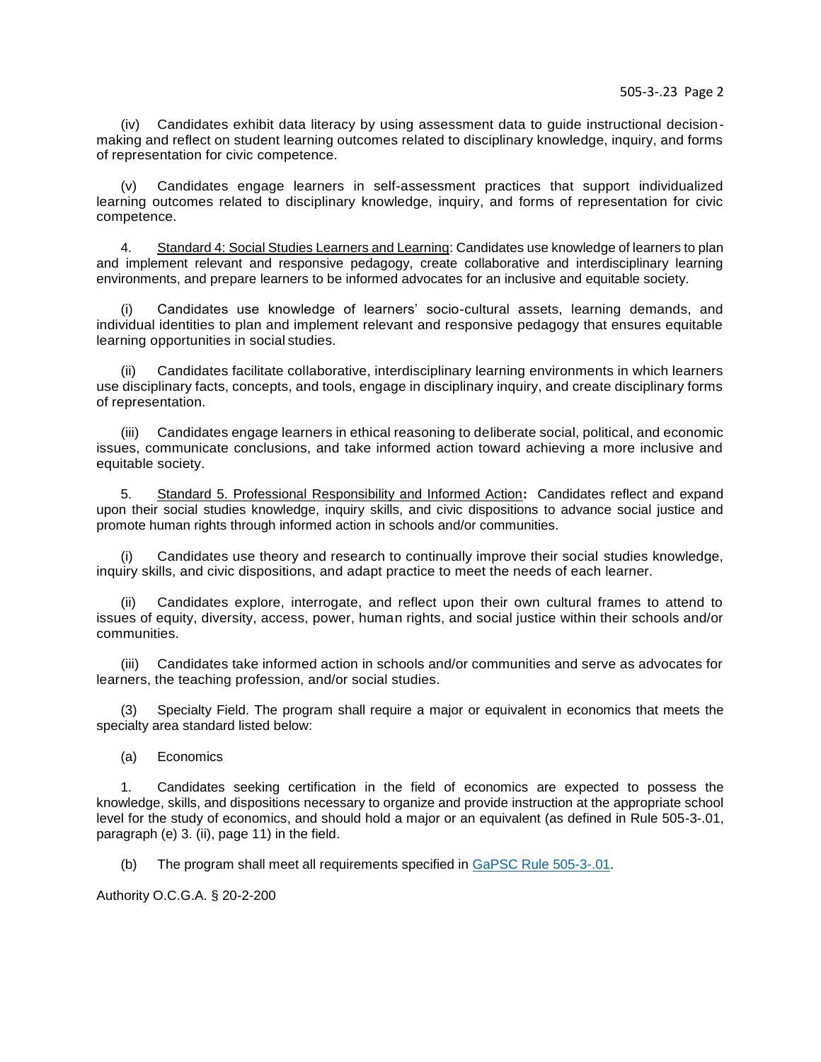(iv) Candidates exhibit data literacy by using assessment data to guide instructional decision-making and reflect on student learning outcomes related to disciplinary knowledge, inquiry, and forms of representation for civic competence.

(v) Candidates engage learners in self-assessment practices that support individualized learning outcomes related to disciplinary knowledge, inquiry, and forms of representation for civic competence.

4. <u>Standard 4: Social Studies Learners and Learning</u>: Candidates use knowledge of learners to plan and implement relevant and responsive pedagogy, create collaborative and interdisciplinary learning environments, and prepare learners to be informed advocates for an inclusive and equitable society.

(i) Candidates use knowledge of learners' socio-cultural assets, learning demands, and individual identities to plan and implement relevant and responsive pedagogy that ensures equitable learning opportunities in social studies.

(ii) Candidates facilitate collaborative, interdisciplinary learning environments in which learners use disciplinary facts, concepts, and tools, engage in disciplinary inquiry, and create disciplinary forms of representation.

(iii) Candidates engage learners in ethical reasoning to deliberate social, political, and economic issues, communicate conclusions, and take informed action toward achieving a more inclusive and equitable society.

5. <u>Standard 5. Professional Responsibility and Informed Action</u>**:** Candidates reflect and expand upon their social studies knowledge, inquiry skills, and civic dispositions to advance social justice and promote human rights through informed action in schools and/or communities.

(i) Candidates use theory and research to continually improve their social studies knowledge, inquiry skills, and civic dispositions, and adapt practice to meet the needs of each learner.

(ii) Candidates explore, interrogate, and reflect upon their own cultural frames to attend to issues of equity, diversity, access, power, human rights, and social justice within their schools and/or communities.

(iii) Candidates take informed action in schools and/or communities and serve as advocates for learners, the teaching profession, and/or social studies.

(3) Specialty Field. The program shall require a major or equivalent in economics that meets the specialty area standard listed below:

(a) Economics

1. Candidates seeking certification in the field of economics are expected to possess the knowledge, skills, and dispositions necessary to organize and provide instruction at the appropriate school level for the study of economics, and should hold a major or an equivalent (as defined in Rule 505-3-.01, paragraph (e) 3. (ii), page 11) in the field.

(b) The program shall meet all requirements specified in GaPSC Rule 505-3-.01.

Authority O.C.G.A. § 20-2-200